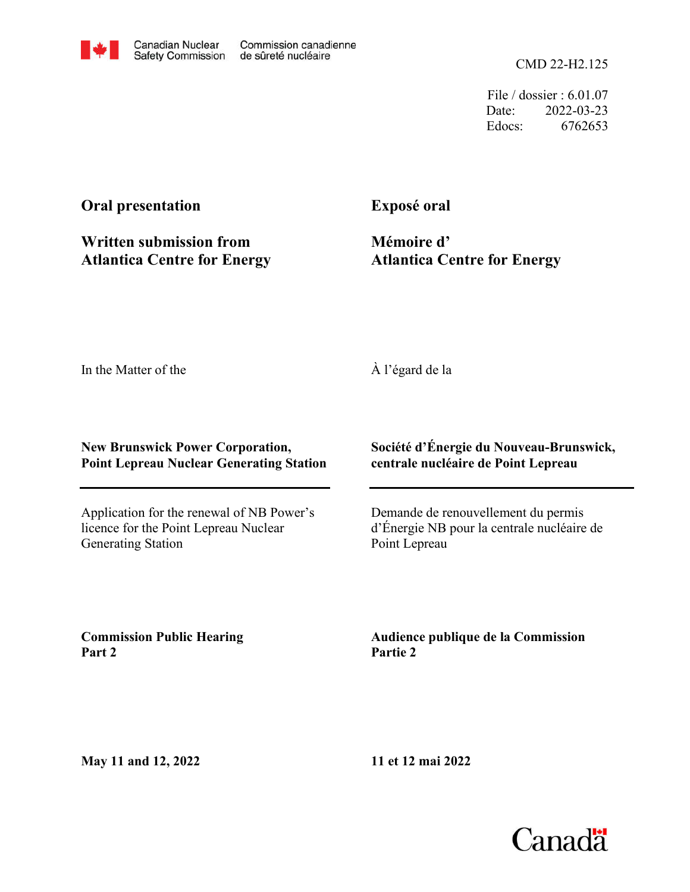Canadian Nuclear Safety Commission / Commission canadienne de sûreté nucléaire

CMD 22-H2.125

File / dossier : 6.01.07
Date: 2022-03-23
Edocs: 6762653

**Oral presentation**

**Written submission from Atlantica Centre for Energy**

**Exposé oral**

**Mémoire d' Atlantica Centre for Energy**

In the Matter of the

À l'égard de la

**New Brunswick Power Corporation, Point Lepreau Nuclear Generating Station**

**Société d'Énergie du Nouveau-Brunswick, centrale nucléaire de Point Lepreau**

Application for the renewal of NB Power's licence for the Point Lepreau Nuclear Generating Station

Demande de renouvellement du permis d'Énergie NB pour la centrale nucléaire de Point Lepreau

**Commission Public Hearing Part 2**

**Audience publique de la Commission Partie 2**

**May 11 and 12, 2022**

**11 et 12 mai 2022**

Canada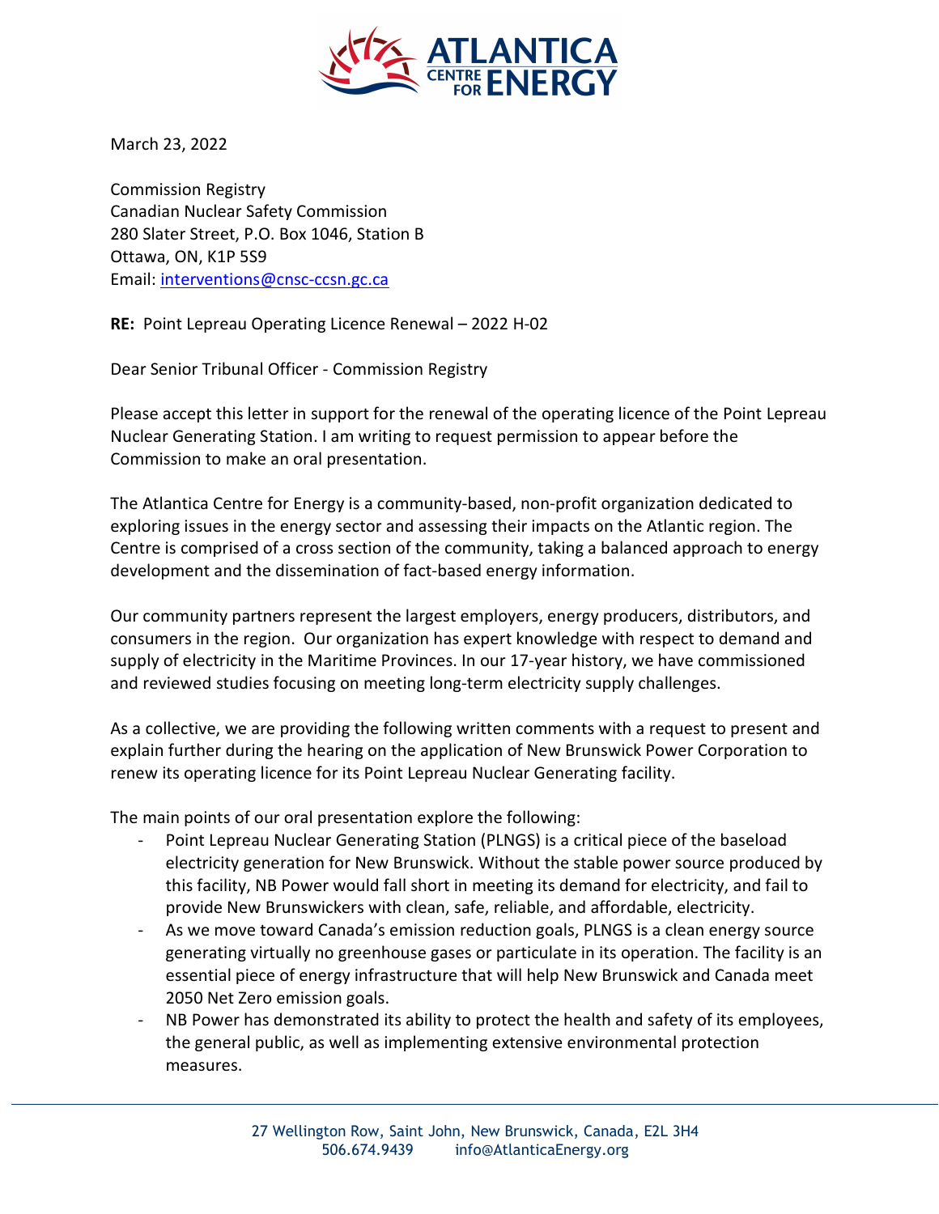March 23, 2022

Commission Registry
Canadian Nuclear Safety Commission
280 Slater Street, P.O. Box 1046, Station B
Ottawa, ON, K1P 5S9
Email: interventions@cnsc-ccsn.gc.ca

**RE:** Point Lepreau Operating Licence Renewal – 2022 H-02

Dear Senior Tribunal Officer - Commission Registry

Please accept this letter in support for the renewal of the operating licence of the Point Lepreau Nuclear Generating Station. I am writing to request permission to appear before the Commission to make an oral presentation.

The Atlantica Centre for Energy is a community-based, non-profit organization dedicated to exploring issues in the energy sector and assessing their impacts on the Atlantic region. The Centre is comprised of a cross section of the community, taking a balanced approach to energy development and the dissemination of fact-based energy information.

Our community partners represent the largest employers, energy producers, distributors, and consumers in the region. Our organization has expert knowledge with respect to demand and supply of electricity in the Maritime Provinces. In our 17-year history, we have commissioned and reviewed studies focusing on meeting long-term electricity supply challenges.

As a collective, we are providing the following written comments with a request to present and explain further during the hearing on the application of New Brunswick Power Corporation to renew its operating licence for its Point Lepreau Nuclear Generating facility.

The main points of our oral presentation explore the following:

- Point Lepreau Nuclear Generating Station (PLNGS) is a critical piece of the baseload electricity generation for New Brunswick. Without the stable power source produced by this facility, NB Power would fall short in meeting its demand for electricity, and fail to provide New Brunswickers with clean, safe, reliable, and affordable, electricity.
- As we move toward Canada's emission reduction goals, PLNGS is a clean energy source generating virtually no greenhouse gases or particulate in its operation. The facility is an essential piece of energy infrastructure that will help New Brunswick and Canada meet 2050 Net Zero emission goals.
- NB Power has demonstrated its ability to protect the health and safety of its employees, the general public, as well as implementing extensive environmental protection measures.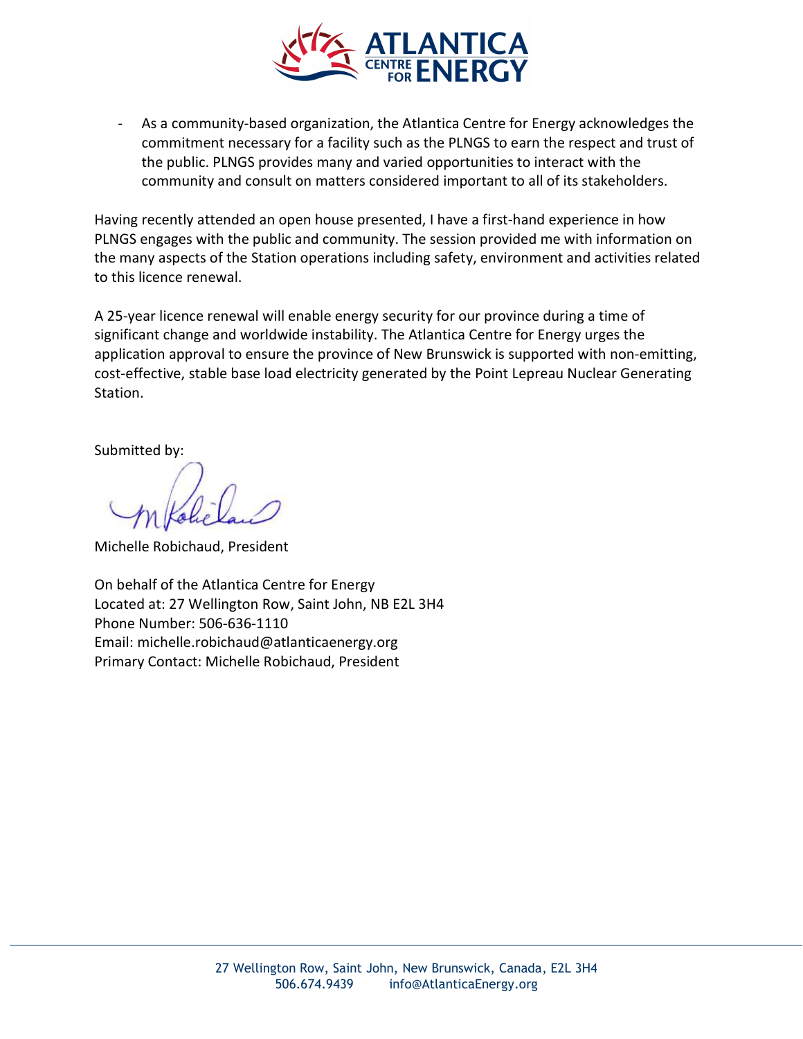- As a community-based organization, the Atlantica Centre for Energy acknowledges the commitment necessary for a facility such as the PLNGS to earn the respect and trust of the public. PLNGS provides many and varied opportunities to interact with the community and consult on matters considered important to all of its stakeholders.

Having recently attended an open house presented, I have a first-hand experience in how PLNGS engages with the public and community. The session provided me with information on the many aspects of the Station operations including safety, environment and activities related to this licence renewal.

A 25-year licence renewal will enable energy security for our province during a time of significant change and worldwide instability. The Atlantica Centre for Energy urges the application approval to ensure the province of New Brunswick is supported with non-emitting, cost-effective, stable base load electricity generated by the Point Lepreau Nuclear Generating Station.

Submitted by:

Michelle Robichaud, President

On behalf of the Atlantica Centre for Energy
Located at: 27 Wellington Row, Saint John, NB E2L 3H4
Phone Number: 506-636-1110
Email: michelle.robichaud@atlanticaenergy.org
Primary Contact: Michelle Robichaud, President